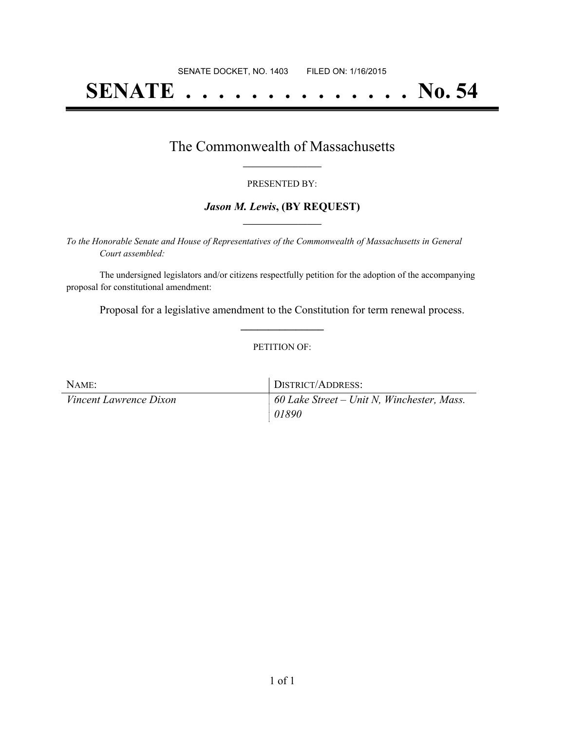SENATE DOCKET, NO. 1403        FILED ON: 1/16/2015

# SENATE . . . . . . . . . . . . . . No. 54

## The Commonwealth of Massachusetts

PRESENTED BY:

***Jason M. Lewis*, (BY REQUEST)**

*To the Honorable Senate and House of Representatives of the Commonwealth of Massachusetts in General Court assembled:*

The undersigned legislators and/or citizens respectfully petition for the adoption of the accompanying proposal for constitutional amendment:

Proposal for a legislative amendment to the Constitution for term renewal process.

PETITION OF:

| NAME: | DISTRICT/ADDRESS: |
| --- | --- |
| *Vincent Lawrence Dixon* | *60 Lake Street – Unit N, Winchester, Mass. 01890* |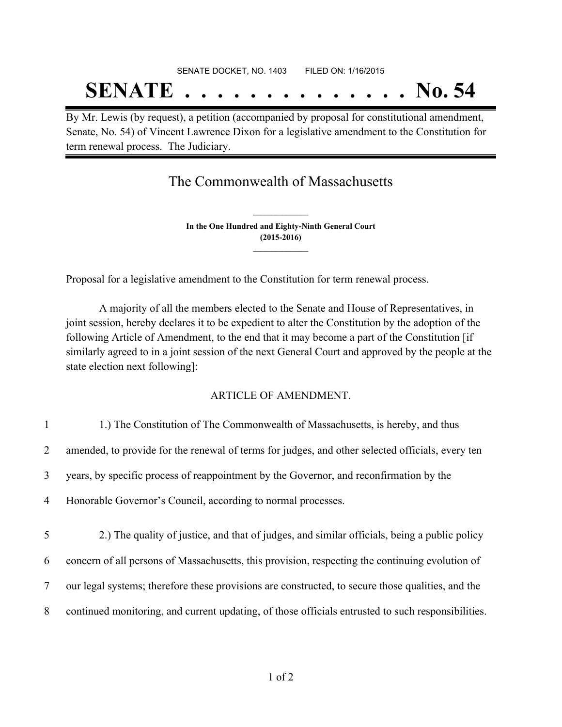SENATE DOCKET, NO. 1403 FILED ON: 1/16/2015

# SENATE . . . . . . . . . . . . . . No. 54

By Mr. Lewis (by request), a petition (accompanied by proposal for constitutional amendment, Senate, No. 54) of Vincent Lawrence Dixon for a legislative amendment to the Constitution for term renewal process. The Judiciary.

## The Commonwealth of Massachusetts

**In the One Hundred and Eighty-Ninth General Court (2015-2016)**

Proposal for a legislative amendment to the Constitution for term renewal process.

A majority of all the members elected to the Senate and House of Representatives, in joint session, hereby declares it to be expedient to alter the Constitution by the adoption of the following Article of Amendment, to the end that it may become a part of the Constitution [if similarly agreed to in a joint session of the next General Court and approved by the people at the state election next following]:

ARTICLE OF AMENDMENT.

1.) The Constitution of The Commonwealth of Massachusetts, is hereby, and thus amended, to provide for the renewal of terms for judges, and other selected officials, every ten years, by specific process of reappointment by the Governor, and reconfirmation by the Honorable Governor's Council, according to normal processes.

2.) The quality of justice, and that of judges, and similar officials, being a public policy concern of all persons of Massachusetts, this provision, respecting the continuing evolution of our legal systems; therefore these provisions are constructed, to secure those qualities, and the continued monitoring, and current updating, of those officials entrusted to such responsibilities.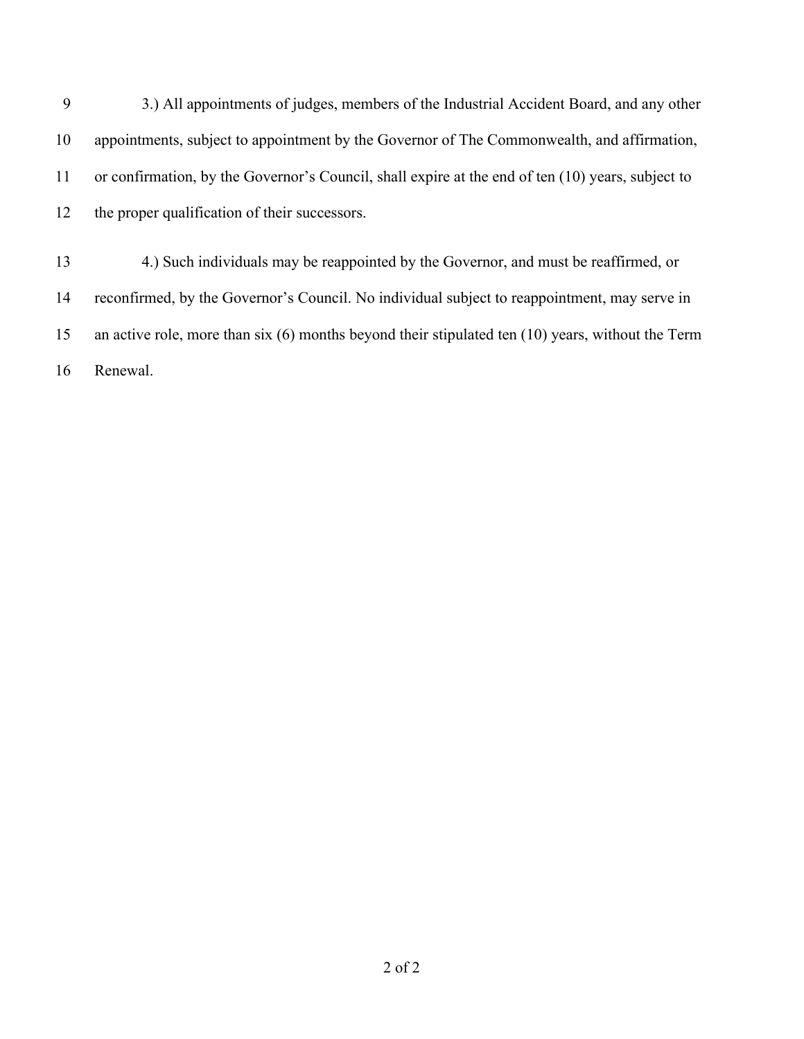3.) All appointments of judges, members of the Industrial Accident Board, and any other appointments, subject to appointment by the Governor of The Commonwealth, and affirmation, or confirmation, by the Governor's Council, shall expire at the end of ten (10) years, subject to the proper qualification of their successors.

4.) Such individuals may be reappointed by the Governor, and must be reaffirmed, or reconfirmed, by the Governor's Council. No individual subject to reappointment, may serve in an active role, more than six (6) months beyond their stipulated ten (10) years, without the Term Renewal.